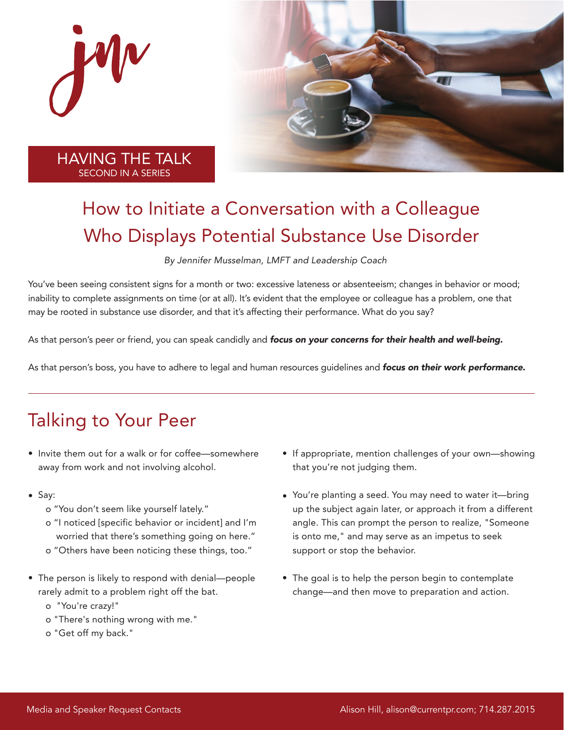HAVING THE TALK
SECOND IN A SERIES

# How to Initiate a Conversation with a Colleague Who Displays Potential Substance Use Disorder

*By Jennifer Musselman, LMFT and Leadership Coach*

You've been seeing consistent signs for a month or two: excessive lateness or absenteeism; changes in behavior or mood; inability to complete assignments on time (or at all). It's evident that the employee or colleague has a problem, one that may be rooted in substance use disorder, and that it's affecting their performance. What do you say?

As that person's peer or friend, you can speak candidly and ***focus on your concerns for their health and well-being.***

As that person's boss, you have to adhere to legal and human resources guidelines and ***focus on their work performance.***

---

## Talking to Your Peer

- Invite them out for a walk or for coffee—somewhere away from work and not involving alcohol.
- Say:
  - "You don't seem like yourself lately."
  - "I noticed [specific behavior or incident] and I'm worried that there's something going on here."
  - "Others have been noticing these things, too."
- The person is likely to respond with denial—people rarely admit to a problem right off the bat.
  - "You're crazy!"
  - "There's nothing wrong with me."
  - "Get off my back."
- If appropriate, mention challenges of your own—showing that you're not judging them.
- You're planting a seed. You may need to water it—bring up the subject again later, or approach it from a different angle. This can prompt the person to realize, "Someone is onto me," and may serve as an impetus to seek support or stop the behavior.
- The goal is to help the person begin to contemplate change—and then move to preparation and action.

Media and Speaker Request Contacts — Alison Hill, alison@currentpr.com; 714.287.2015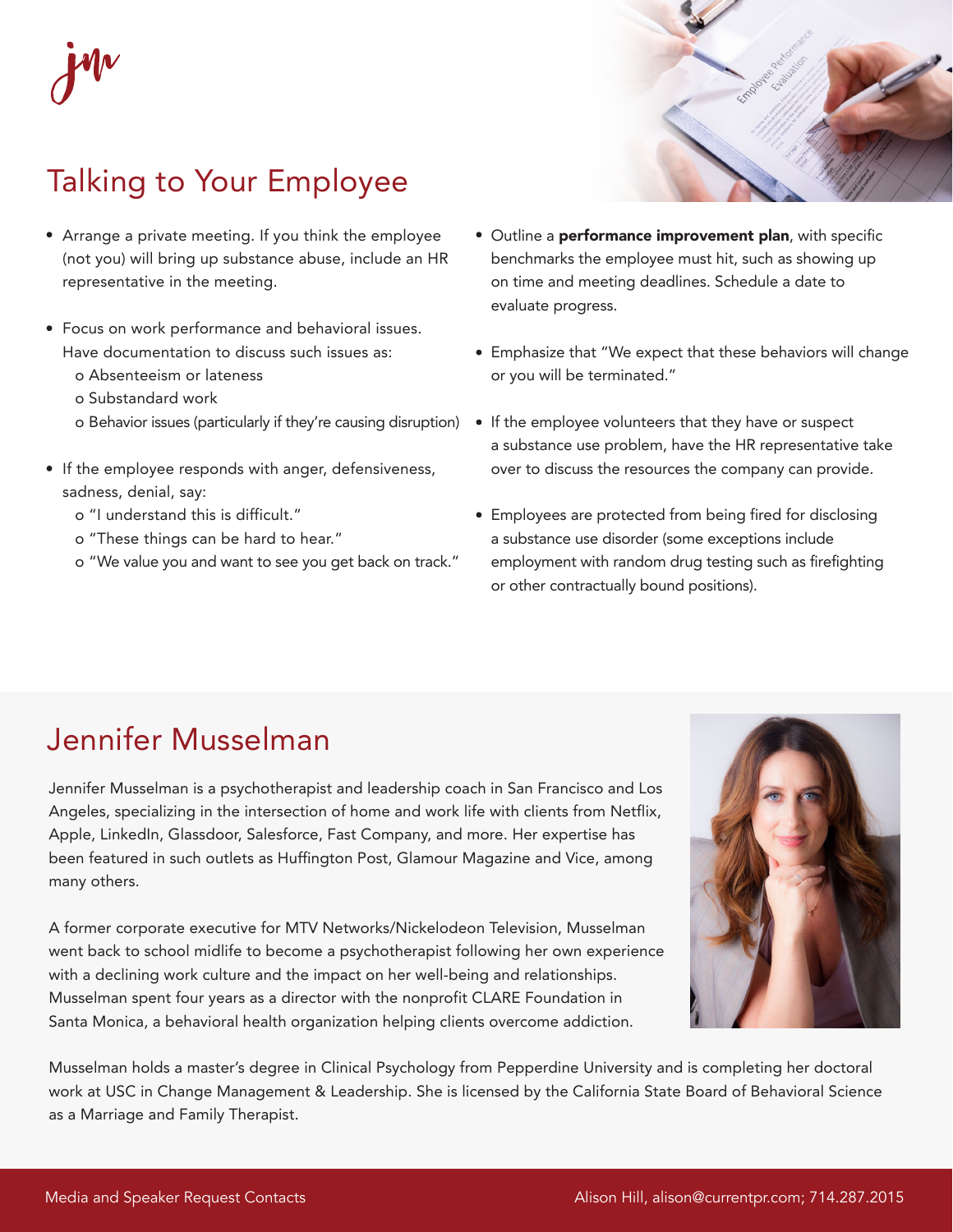## Talking to Your Employee

- Arrange a private meeting. If you think the employee (not you) will bring up substance abuse, include an HR representative in the meeting.
- Focus on work performance and behavioral issues. Have documentation to discuss such issues as:
  - Absenteeism or lateness
  - Substandard work
  - Behavior issues (particularly if they're causing disruption)
- If the employee responds with anger, defensiveness, sadness, denial, say:
  - "I understand this is difficult."
  - "These things can be hard to hear."
  - "We value you and want to see you get back on track."
- Outline a **performance improvement plan**, with specific benchmarks the employee must hit, such as showing up on time and meeting deadlines. Schedule a date to evaluate progress.
- Emphasize that "We expect that these behaviors will change or you will be terminated."
- If the employee volunteers that they have or suspect a substance use problem, have the HR representative take over to discuss the resources the company can provide.
- Employees are protected from being fired for disclosing a substance use disorder (some exceptions include employment with random drug testing such as firefighting or other contractually bound positions).

## Jennifer Musselman

Jennifer Musselman is a psychotherapist and leadership coach in San Francisco and Los Angeles, specializing in the intersection of home and work life with clients from Netflix, Apple, LinkedIn, Glassdoor, Salesforce, Fast Company, and more. Her expertise has been featured in such outlets as Huffington Post, Glamour Magazine and Vice, among many others.

A former corporate executive for MTV Networks/Nickelodeon Television, Musselman went back to school midlife to become a psychotherapist following her own experience with a declining work culture and the impact on her well-being and relationships. Musselman spent four years as a director with the nonprofit CLARE Foundation in Santa Monica, a behavioral health organization helping clients overcome addiction.

Musselman holds a master's degree in Clinical Psychology from Pepperdine University and is completing her doctoral work at USC in Change Management & Leadership. She is licensed by the California State Board of Behavioral Science as a Marriage and Family Therapist.

Media and Speaker Request Contacts

Alison Hill, alison@currentpr.com; 714.287.2015